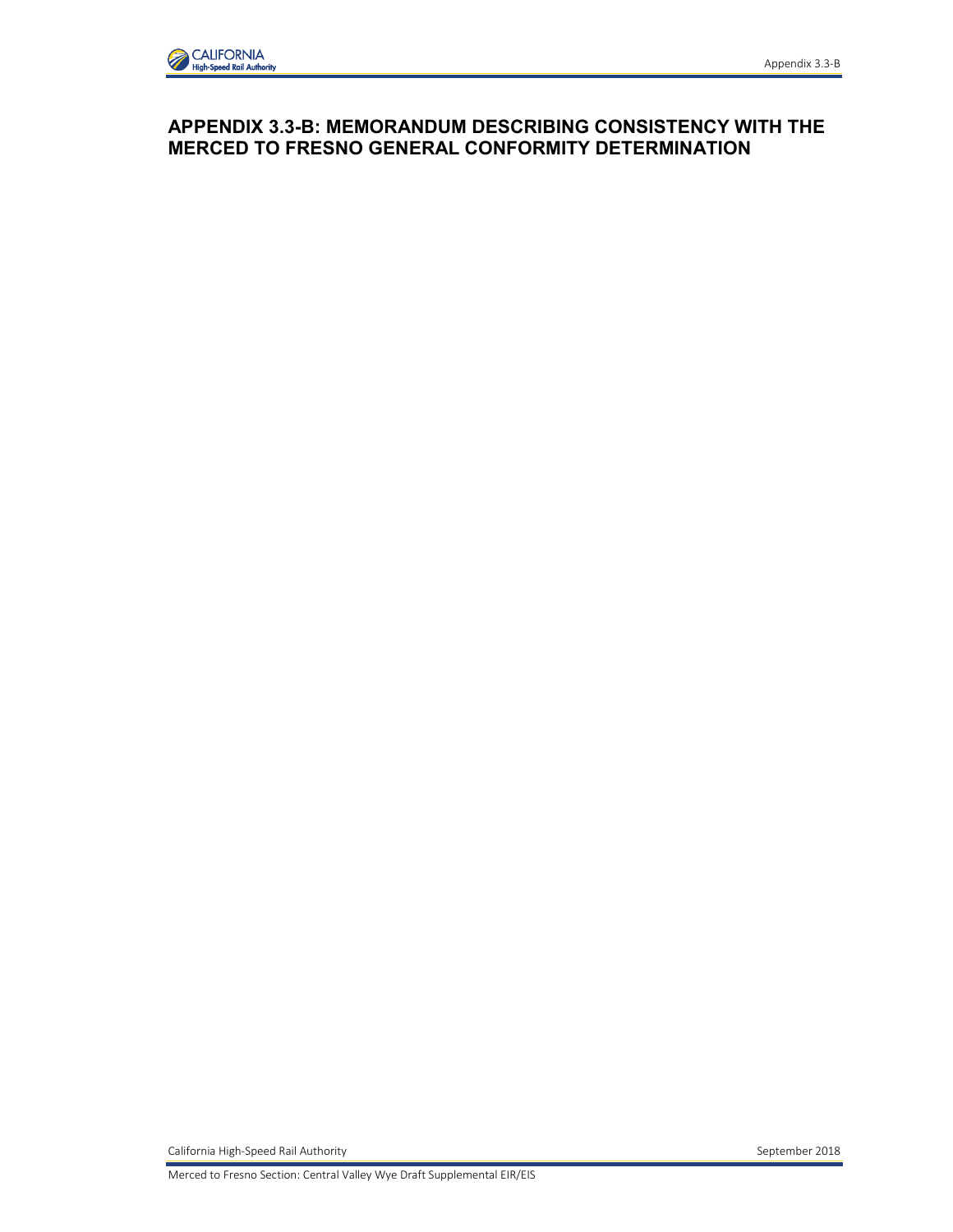# APPENDIX 3.3-B: MEMORANDUM DESCRIBING CONSISTENCY WITH THE MERCED TO FRESNO GENERAL CONFORMITY DETERMINATION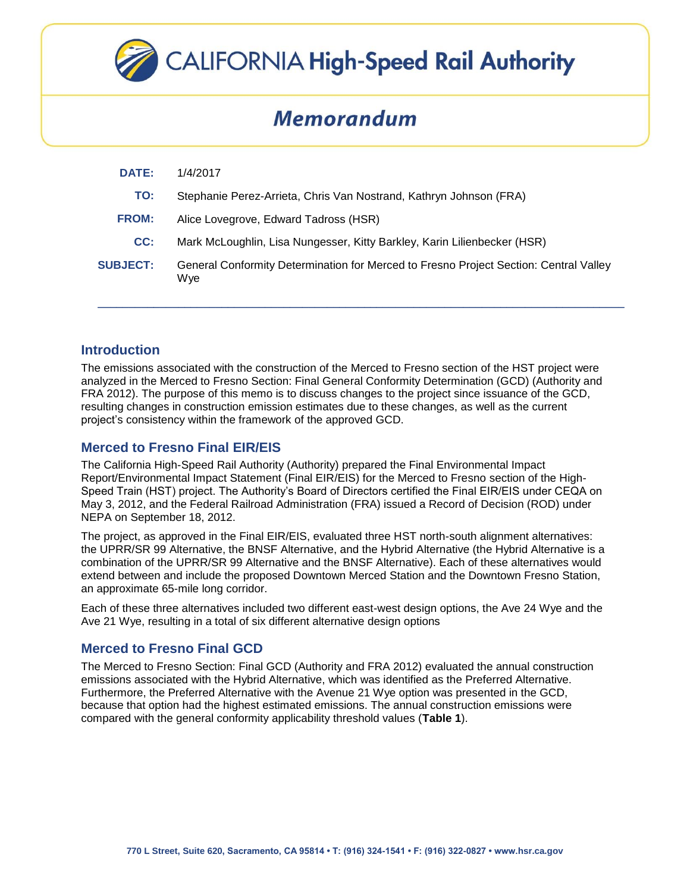# CALIFORNIA High-Speed Rail Authority

## *Memorandum*

| | |
|---|---|
| **DATE:** | 1/4/2017 |
| **TO:** | Stephanie Perez-Arrieta, Chris Van Nostrand, Kathryn Johnson (FRA) |
| **FROM:** | Alice Lovegrove, Edward Tadross (HSR) |
| **CC:** | Mark McLoughlin, Lisa Nungesser, Kitty Barkley, Karin Lilienbecker (HSR) |
| **SUBJECT:** | General Conformity Determination for Merced to Fresno Project Section: Central Valley Wye |

## Introduction

The emissions associated with the construction of the Merced to Fresno section of the HST project were analyzed in the Merced to Fresno Section: Final General Conformity Determination (GCD) (Authority and FRA 2012). The purpose of this memo is to discuss changes to the project since issuance of the GCD, resulting changes in construction emission estimates due to these changes, as well as the current project's consistency within the framework of the approved GCD.

## Merced to Fresno Final EIR/EIS

The California High-Speed Rail Authority (Authority) prepared the Final Environmental Impact Report/Environmental Impact Statement (Final EIR/EIS) for the Merced to Fresno section of the High-Speed Train (HST) project. The Authority's Board of Directors certified the Final EIR/EIS under CEQA on May 3, 2012, and the Federal Railroad Administration (FRA) issued a Record of Decision (ROD) under NEPA on September 18, 2012.

The project, as approved in the Final EIR/EIS, evaluated three HST north-south alignment alternatives: the UPRR/SR 99 Alternative, the BNSF Alternative, and the Hybrid Alternative (the Hybrid Alternative is a combination of the UPRR/SR 99 Alternative and the BNSF Alternative). Each of these alternatives would extend between and include the proposed Downtown Merced Station and the Downtown Fresno Station, an approximate 65-mile long corridor.

Each of these three alternatives included two different east-west design options, the Ave 24 Wye and the Ave 21 Wye, resulting in a total of six different alternative design options

## Merced to Fresno Final GCD

The Merced to Fresno Section: Final GCD (Authority and FRA 2012) evaluated the annual construction emissions associated with the Hybrid Alternative, which was identified as the Preferred Alternative. Furthermore, the Preferred Alternative with the Avenue 21 Wye option was presented in the GCD, because that option had the highest estimated emissions. The annual construction emissions were compared with the general conformity applicability threshold values (**Table 1**).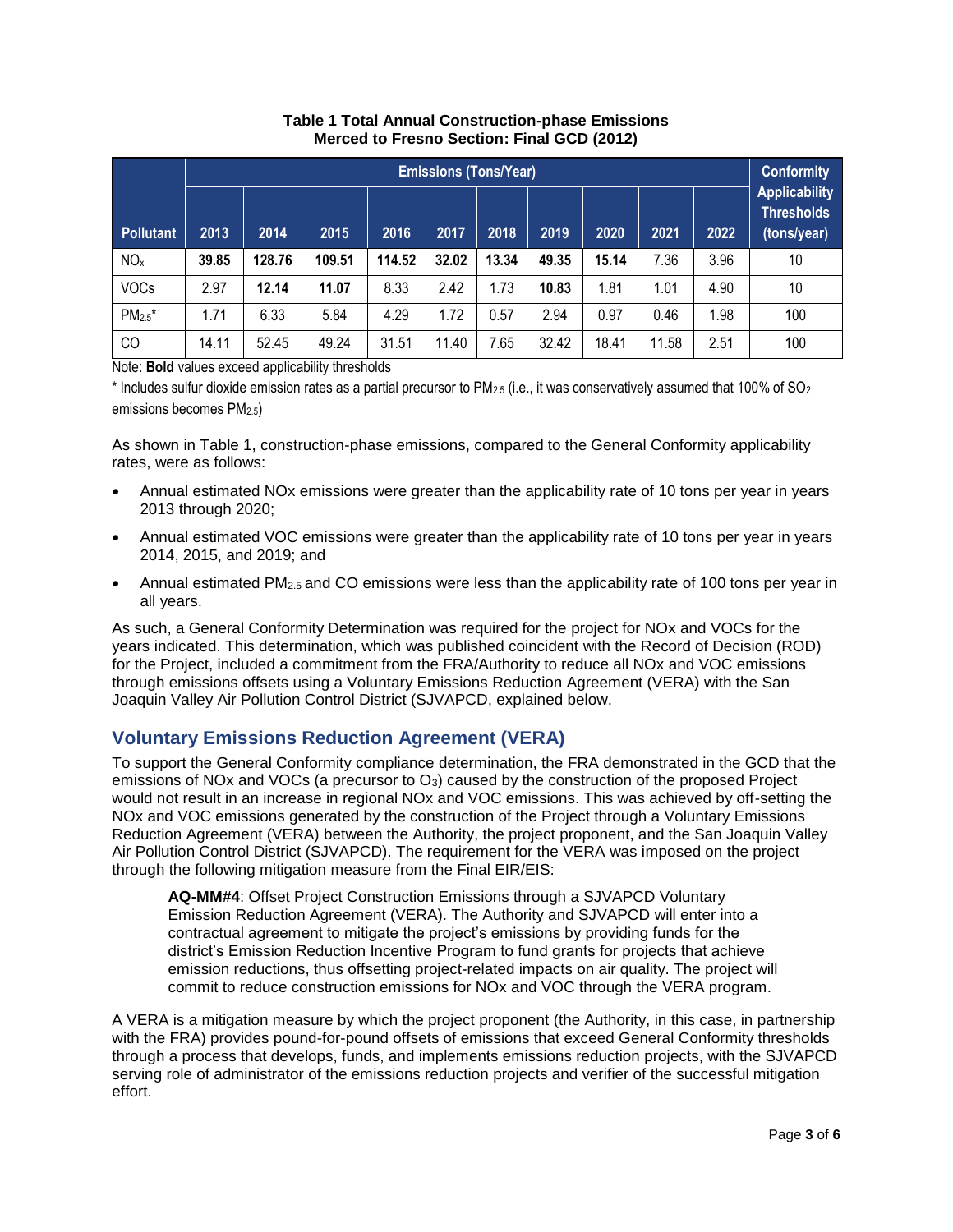**Table 1 Total Annual Construction-phase Emissions**
**Merced to Fresno Section: Final GCD (2012)**

| Pollutant | Emissions (Tons/Year) | | | | | | | | | | Conformity Applicability Thresholds (tons/year) |
|---|---|---|---|---|---|---|---|---|---|---|---|
| | 2013 | 2014 | 2015 | 2016 | 2017 | 2018 | 2019 | 2020 | 2021 | 2022 | |
| $NO_x$ | **39.85** | **128.76** | **109.51** | **114.52** | **32.02** | **13.34** | **49.35** | **15.14** | 7.36 | 3.96 | 10 |
| VOCs | 2.97 | **12.14** | **11.07** | 8.33 | 2.42 | 1.73 | **10.83** | 1.81 | 1.01 | 4.90 | 10 |
| $PM_{2.5}$* | 1.71 | 6.33 | 5.84 | 4.29 | 1.72 | 0.57 | 2.94 | 0.97 | 0.46 | 1.98 | 100 |
| CO | 14.11 | 52.45 | 49.24 | 31.51 | 11.40 | 7.65 | 32.42 | 18.41 | 11.58 | 2.51 | 100 |

Note: **Bold** values exceed applicability thresholds

* Includes sulfur dioxide emission rates as a partial precursor to $PM_{2.5}$ (i.e., it was conservatively assumed that 100% of $SO_2$ emissions becomes $PM_{2.5}$)

As shown in Table 1, construction-phase emissions, compared to the General Conformity applicability rates, were as follows:

- Annual estimated NOx emissions were greater than the applicability rate of 10 tons per year in years 2013 through 2020;
- Annual estimated VOC emissions were greater than the applicability rate of 10 tons per year in years 2014, 2015, and 2019; and
- Annual estimated $PM_{2.5}$ and CO emissions were less than the applicability rate of 100 tons per year in all years.

As such, a General Conformity Determination was required for the project for NOx and VOCs for the years indicated. This determination, which was published coincident with the Record of Decision (ROD) for the Project, included a commitment from the FRA/Authority to reduce all NOx and VOC emissions through emissions offsets using a Voluntary Emissions Reduction Agreement (VERA) with the San Joaquin Valley Air Pollution Control District (SJVAPCD, explained below.

## Voluntary Emissions Reduction Agreement (VERA)

To support the General Conformity compliance determination, the FRA demonstrated in the GCD that the emissions of NOx and VOCs (a precursor to $O_3$) caused by the construction of the proposed Project would not result in an increase in regional NOx and VOC emissions. This was achieved by off-setting the NOx and VOC emissions generated by the construction of the Project through a Voluntary Emissions Reduction Agreement (VERA) between the Authority, the project proponent, and the San Joaquin Valley Air Pollution Control District (SJVAPCD). The requirement for the VERA was imposed on the project through the following mitigation measure from the Final EIR/EIS:

> **AQ-MM#4**: Offset Project Construction Emissions through a SJVAPCD Voluntary Emission Reduction Agreement (VERA). The Authority and SJVAPCD will enter into a contractual agreement to mitigate the project's emissions by providing funds for the district's Emission Reduction Incentive Program to fund grants for projects that achieve emission reductions, thus offsetting project-related impacts on air quality. The project will commit to reduce construction emissions for NOx and VOC through the VERA program.

A VERA is a mitigation measure by which the project proponent (the Authority, in this case, in partnership with the FRA) provides pound-for-pound offsets of emissions that exceed General Conformity thresholds through a process that develops, funds, and implements emissions reduction projects, with the SJVAPCD serving role of administrator of the emissions reduction projects and verifier of the successful mitigation effort.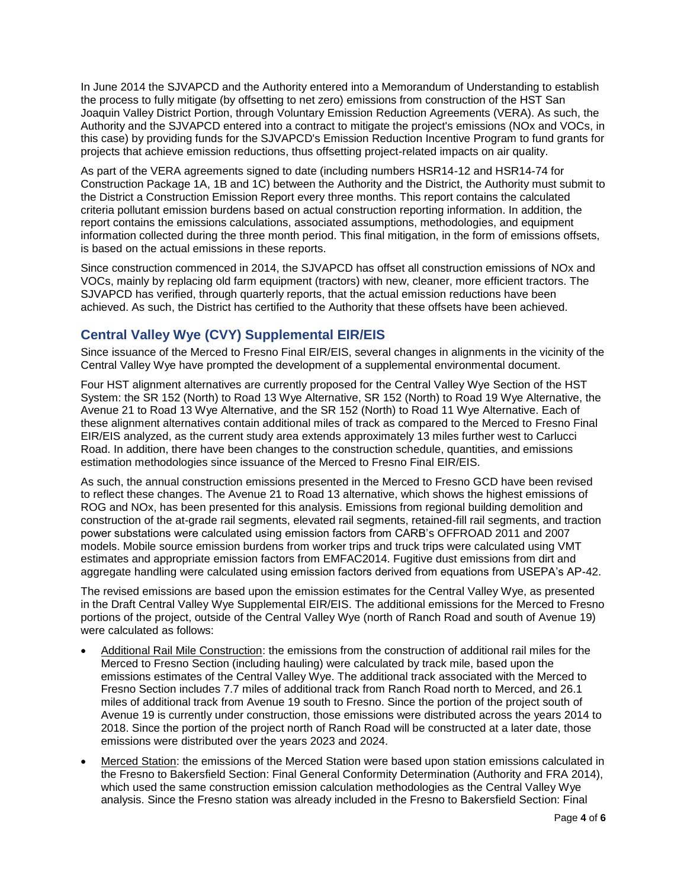In June 2014 the SJVAPCD and the Authority entered into a Memorandum of Understanding to establish the process to fully mitigate (by offsetting to net zero) emissions from construction of the HST San Joaquin Valley District Portion, through Voluntary Emission Reduction Agreements (VERA). As such, the Authority and the SJVAPCD entered into a contract to mitigate the project's emissions (NOx and VOCs, in this case) by providing funds for the SJVAPCD's Emission Reduction Incentive Program to fund grants for projects that achieve emission reductions, thus offsetting project-related impacts on air quality.

As part of the VERA agreements signed to date (including numbers HSR14-12 and HSR14-74 for Construction Package 1A, 1B and 1C) between the Authority and the District, the Authority must submit to the District a Construction Emission Report every three months. This report contains the calculated criteria pollutant emission burdens based on actual construction reporting information. In addition, the report contains the emissions calculations, associated assumptions, methodologies, and equipment information collected during the three month period. This final mitigation, in the form of emissions offsets, is based on the actual emissions in these reports.

Since construction commenced in 2014, the SJVAPCD has offset all construction emissions of NOx and VOCs, mainly by replacing old farm equipment (tractors) with new, cleaner, more efficient tractors. The SJVAPCD has verified, through quarterly reports, that the actual emission reductions have been achieved. As such, the District has certified to the Authority that these offsets have been achieved.

## Central Valley Wye (CVY) Supplemental EIR/EIS

Since issuance of the Merced to Fresno Final EIR/EIS, several changes in alignments in the vicinity of the Central Valley Wye have prompted the development of a supplemental environmental document.

Four HST alignment alternatives are currently proposed for the Central Valley Wye Section of the HST System: the SR 152 (North) to Road 13 Wye Alternative, SR 152 (North) to Road 19 Wye Alternative, the Avenue 21 to Road 13 Wye Alternative, and the SR 152 (North) to Road 11 Wye Alternative. Each of these alignment alternatives contain additional miles of track as compared to the Merced to Fresno Final EIR/EIS analyzed, as the current study area extends approximately 13 miles further west to Carlucci Road. In addition, there have been changes to the construction schedule, quantities, and emissions estimation methodologies since issuance of the Merced to Fresno Final EIR/EIS.

As such, the annual construction emissions presented in the Merced to Fresno GCD have been revised to reflect these changes. The Avenue 21 to Road 13 alternative, which shows the highest emissions of ROG and NOx, has been presented for this analysis. Emissions from regional building demolition and construction of the at-grade rail segments, elevated rail segments, retained-fill rail segments, and traction power substations were calculated using emission factors from CARB's OFFROAD 2011 and 2007 models. Mobile source emission burdens from worker trips and truck trips were calculated using VMT estimates and appropriate emission factors from EMFAC2014. Fugitive dust emissions from dirt and aggregate handling were calculated using emission factors derived from equations from USEPA's AP-42.

The revised emissions are based upon the emission estimates for the Central Valley Wye, as presented in the Draft Central Valley Wye Supplemental EIR/EIS. The additional emissions for the Merced to Fresno portions of the project, outside of the Central Valley Wye (north of Ranch Road and south of Avenue 19) were calculated as follows:

- Additional Rail Mile Construction: the emissions from the construction of additional rail miles for the Merced to Fresno Section (including hauling) were calculated by track mile, based upon the emissions estimates of the Central Valley Wye. The additional track associated with the Merced to Fresno Section includes 7.7 miles of additional track from Ranch Road north to Merced, and 26.1 miles of additional track from Avenue 19 south to Fresno. Since the portion of the project south of Avenue 19 is currently under construction, those emissions were distributed across the years 2014 to 2018. Since the portion of the project north of Ranch Road will be constructed at a later date, those emissions were distributed over the years 2023 and 2024.
- Merced Station: the emissions of the Merced Station were based upon station emissions calculated in the Fresno to Bakersfield Section: Final General Conformity Determination (Authority and FRA 2014), which used the same construction emission calculation methodologies as the Central Valley Wye analysis. Since the Fresno station was already included in the Fresno to Bakersfield Section: Final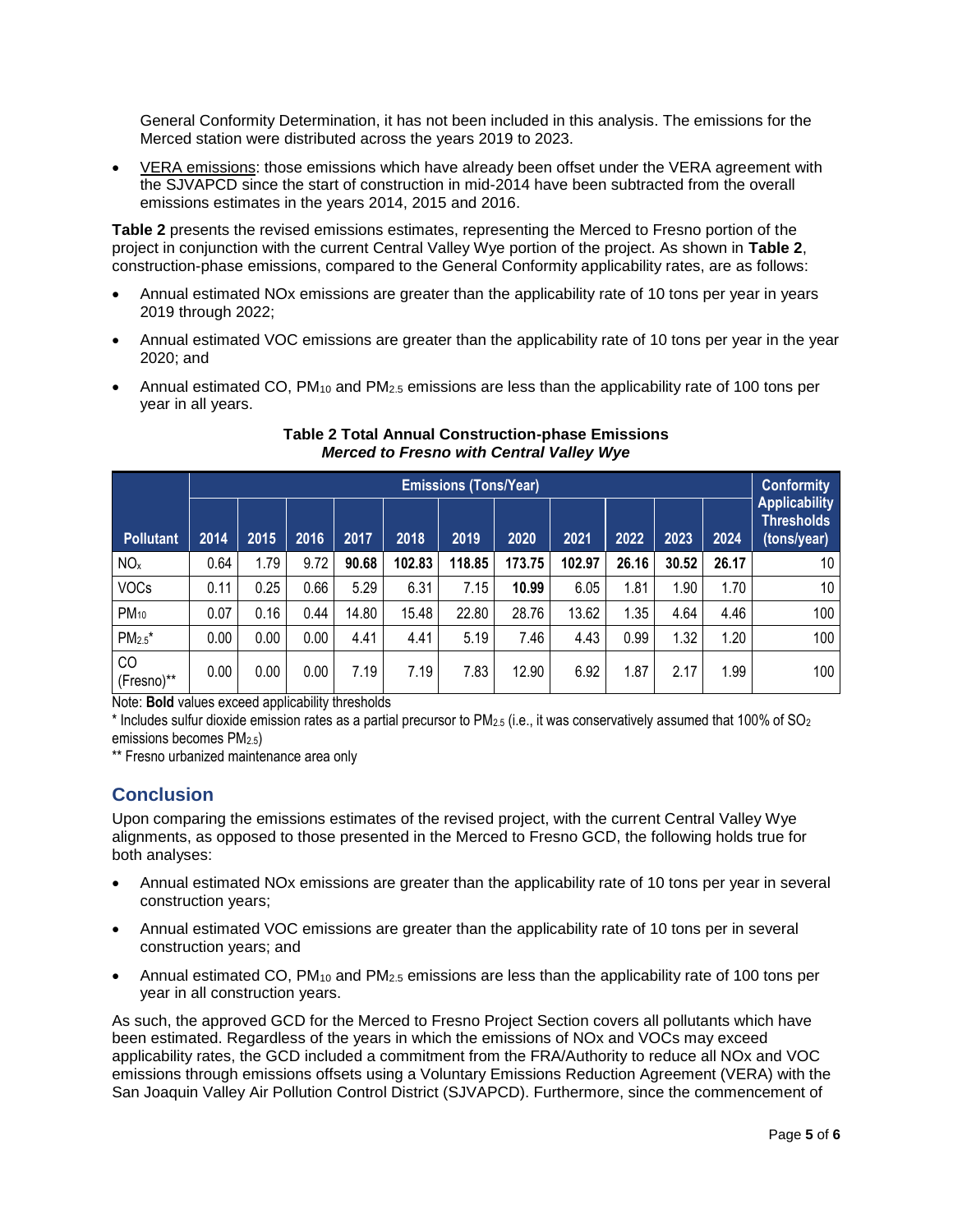General Conformity Determination, it has not been included in this analysis. The emissions for the Merced station were distributed across the years 2019 to 2023.

- VERA emissions: those emissions which have already been offset under the VERA agreement with the SJVAPCD since the start of construction in mid-2014 have been subtracted from the overall emissions estimates in the years 2014, 2015 and 2016.

**Table 2** presents the revised emissions estimates, representing the Merced to Fresno portion of the project in conjunction with the current Central Valley Wye portion of the project. As shown in **Table 2**, construction-phase emissions, compared to the General Conformity applicability rates, are as follows:

- Annual estimated NOx emissions are greater than the applicability rate of 10 tons per year in years 2019 through 2022;
- Annual estimated VOC emissions are greater than the applicability rate of 10 tons per year in the year 2020; and
- Annual estimated CO, $PM_{10}$ and $PM_{2.5}$ emissions are less than the applicability rate of 100 tons per year in all years.

**Table 2 Total Annual Construction-phase Emissions**
***Merced to Fresno with Central Valley Wye***

| Pollutant | Emissions (Tons/Year) | | | | | | | | | | | Conformity Applicability Thresholds (tons/year) |
|---|---|---|---|---|---|---|---|---|---|---|---|---|
| | 2014 | 2015 | 2016 | 2017 | 2018 | 2019 | 2020 | 2021 | 2022 | 2023 | 2024 | |
| $NO_x$ | 0.64 | 1.79 | 9.72 | **90.68** | **102.83** | **118.85** | **173.75** | **102.97** | **26.16** | **30.52** | **26.17** | 10 |
| VOCs | 0.11 | 0.25 | 0.66 | 5.29 | 6.31 | 7.15 | **10.99** | 6.05 | 1.81 | 1.90 | 1.70 | 10 |
| $PM_{10}$ | 0.07 | 0.16 | 0.44 | 14.80 | 15.48 | 22.80 | 28.76 | 13.62 | 1.35 | 4.64 | 4.46 | 100 |
| $PM_{2.5}$* | 0.00 | 0.00 | 0.00 | 4.41 | 4.41 | 5.19 | 7.46 | 4.43 | 0.99 | 1.32 | 1.20 | 100 |
| CO (Fresno)** | 0.00 | 0.00 | 0.00 | 7.19 | 7.19 | 7.83 | 12.90 | 6.92 | 1.87 | 2.17 | 1.99 | 100 |

Note: **Bold** values exceed applicability thresholds

* Includes sulfur dioxide emission rates as a partial precursor to $PM_{2.5}$ (i.e., it was conservatively assumed that 100% of $SO_2$ emissions becomes $PM_{2.5}$)

** Fresno urbanized maintenance area only

## Conclusion

Upon comparing the emissions estimates of the revised project, with the current Central Valley Wye alignments, as opposed to those presented in the Merced to Fresno GCD, the following holds true for both analyses:

- Annual estimated NOx emissions are greater than the applicability rate of 10 tons per year in several construction years;
- Annual estimated VOC emissions are greater than the applicability rate of 10 tons per in several construction years; and
- Annual estimated CO, $PM_{10}$ and $PM_{2.5}$ emissions are less than the applicability rate of 100 tons per year in all construction years.

As such, the approved GCD for the Merced to Fresno Project Section covers all pollutants which have been estimated. Regardless of the years in which the emissions of NOx and VOCs may exceed applicability rates, the GCD included a commitment from the FRA/Authority to reduce all NOx and VOC emissions through emissions offsets using a Voluntary Emissions Reduction Agreement (VERA) with the San Joaquin Valley Air Pollution Control District (SJVAPCD). Furthermore, since the commencement of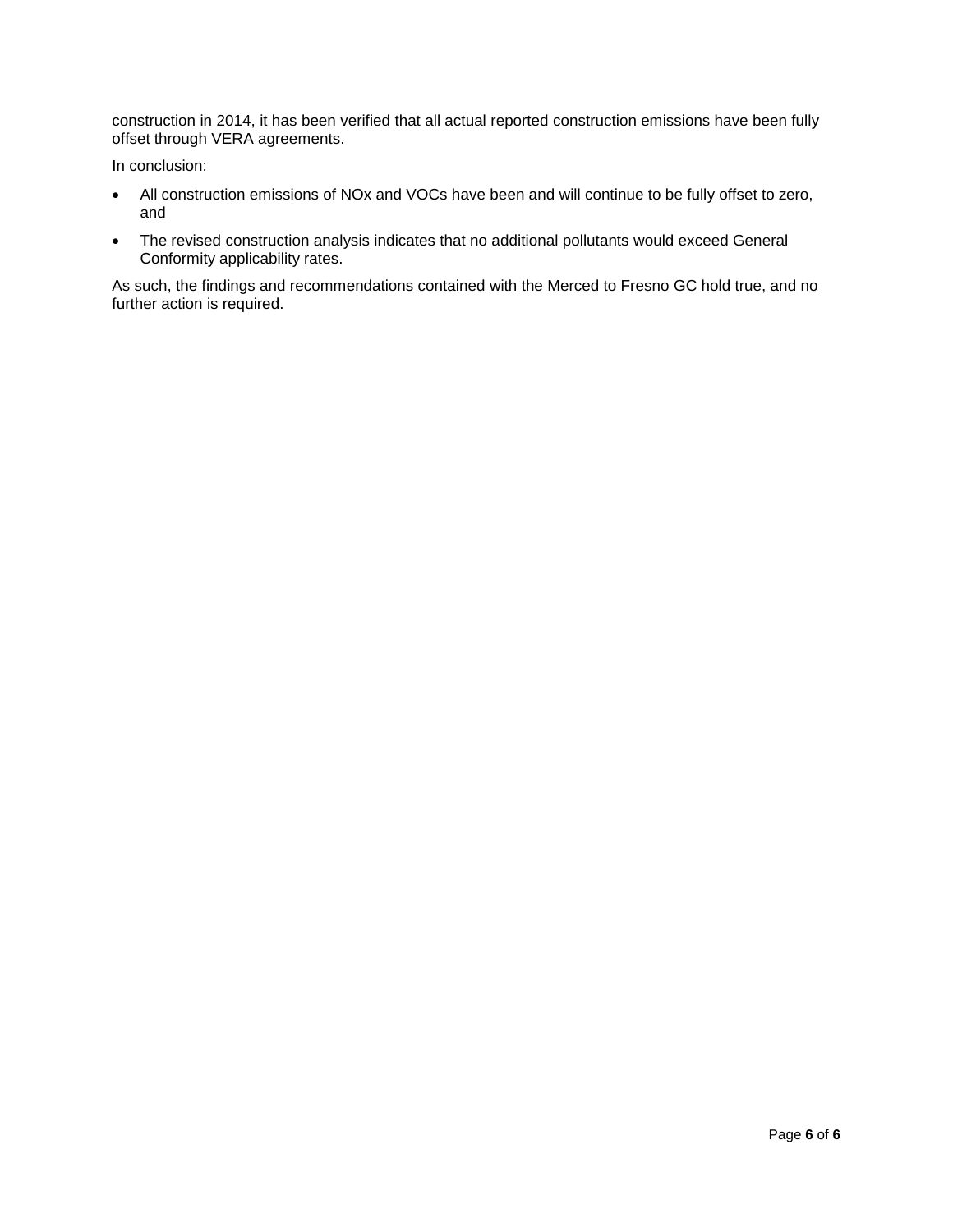construction in 2014, it has been verified that all actual reported construction emissions have been fully offset through VERA agreements.

In conclusion:

- All construction emissions of NOx and VOCs have been and will continue to be fully offset to zero, and
- The revised construction analysis indicates that no additional pollutants would exceed General Conformity applicability rates.

As such, the findings and recommendations contained with the Merced to Fresno GC hold true, and no further action is required.